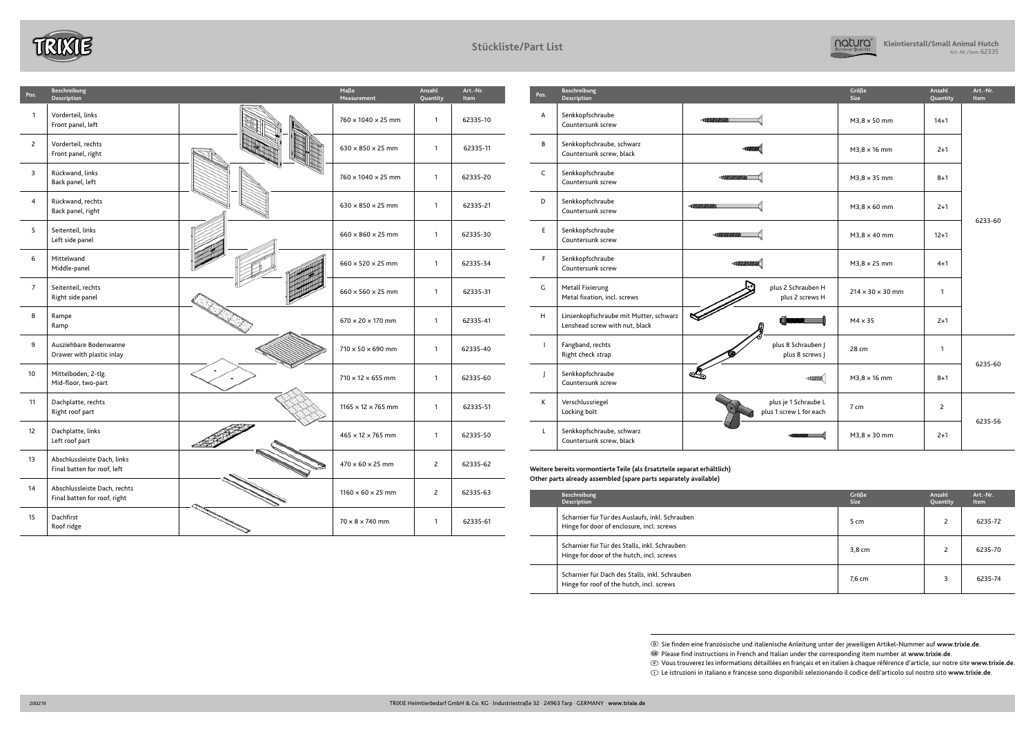# Stückliste/Part List

**Kleintierstall/Small Animal Hutch**
Art.-Nr./Item 62335

| Pos. | Beschreibung<br>Description | Maße<br>Measurement | Anzahl<br>Quantity | Art.-Nr.<br>Item |
|---|---|---|---|---|
| 1 | Vorderteil, links<br>Front panel, left | 760 × 1040 × 25 mm | 1 | 62335-10 |
| 2 | Vorderteil, rechts<br>Front panel, right | 630 × 850 × 25 mm | 1 | 62335-11 |
| 3 | Rückwand, links<br>Back panel, left | 760 × 1040 × 25 mm | 1 | 62335-20 |
| 4 | Rückwand, rechts<br>Back panel, right | 630 × 850 × 25 mm | 1 | 62335-21 |
| 5 | Seitenteil, links<br>Left side panel | 660 × 860 × 25 mm | 1 | 62335-30 |
| 6 | Mittelwand<br>Middle-panel | 660 × 520 × 25 mm | 1 | 62335-34 |
| 7 | Seitenteil, rechts<br>Right side panel | 660 × 560 × 25 mm | 1 | 62335-31 |
| 8 | Rampe<br>Ramp | 670 × 20 × 170 mm | 1 | 62335-41 |
| 9 | Ausziehbare Bodenwanne<br>Drawer with plastic inlay | 710 × 50 × 690 mm | 1 | 62335-40 |
| 10 | Mittelboden, 2-tlg.<br>Mid-floor, two-part | 710 × 12 × 655 mm | 1 | 62335-60 |
| 11 | Dachplatte, rechts<br>Right roof part | 1165 × 12 × 765 mm | 1 | 62335-51 |
| 12 | Dachplatte, links<br>Left roof part | 465 × 12 × 765 mm | 1 | 62335-50 |
| 13 | Abschlussleiste Dach, links<br>Final batten for roof, left | 470 × 60 × 25 mm | 2 | 62335-62 |
| 14 | Abschlussleiste Dach, rechts<br>Final batten for roof, right | 1160 × 60 × 25 mm | 2 | 62335-63 |
| 15 | Dachfirst<br>Roof ridge | 70 × 8 × 740 mm | 1 | 62335-61 |

| Pos. | Beschreibung<br>Description | | Größe<br>Size | Anzahl<br>Quantity | Art.-Nr.<br>Item |
|---|---|---|---|---|---|
| A | Senkkopfschraube<br>Countersunk screw | | M3,8 × 50 mm | 14+1 | 6233-60 |
| B | Senkkopfschraube, schwarz<br>Countersunk screw, black | | M3,8 × 16 mm | 2+1 | 6233-60 |
| C | Senkkopfschraube<br>Countersunk screw | | M3,8 × 35 mm | 8+1 | 6233-60 |
| D | Senkkopfschraube<br>Countersunk screw | | M3,8 × 60 mm | 2+1 | 6233-60 |
| E | Senkkopfschraube<br>Countersunk screw | | M3,8 × 40 mm | 12+1 | 6233-60 |
| F | Senkkopfschraube<br>Countersunk screw | | M3,8 × 25 mm | 4+1 | 6233-60 |
| G | Metall Fixierung<br>Metal fixation, incl. screws | plus 2 Schrauben H<br>plus 2 screws H | 214 × 30 × 30 mm | 1 | 6233-60 |
| H | Linsenkopfschraube mit Mutter, schwarz<br>Lenshead screw with nut, black | | M4 × 35 | 2+1 | 6233-60 |
| I | Fangband, rechts<br>Right check strap | plus 8 Schrauben J<br>plus 8 screws J | 28 cm | 1 | 6235-60 |
| J | Senkkopfschraube<br>Countersunk screw | | M3,8 × 16 mm | 8+1 | 6235-60 |
| K | Verschlussriegel<br>Locking bolt | plus je 1 Schraube L<br>plus 1 screw L for each | 7 cm | 2 | 6235-56 |
| L | Senkkopfschraube, schwarz<br>Countersunk screw, black | | M3,8 × 30 mm | 2+1 | 6235-56 |

**Weitere bereits vormontierte Teile (als Ersatzteile separat erhältlich)**
**Other parts already assembled (spare parts separately available)**

| Beschreibung<br>Description | Größe<br>Size | Anzahl<br>Quantity | Art.-Nr.<br>Item |
|---|---|---|---|
| Scharnier für Tür des Auslaufs, inkl. Schrauben<br>Hinge for door of enclosure, incl. screws | 5 cm | 2 | 6235-72 |
| Scharnier für Tür des Stalls, inkl. Schrauben<br>Hinge for door of the hutch, incl. screws | 3,8 cm | 2 | 6235-70 |
| Scharnier für Dach des Stalls, inkl. Schrauben<br>Hinge for roof of the hutch, incl. screws | 7,6 cm | 3 | 6235-74 |

(D) Sie finden eine französische und italienische Anleitung unter der jeweiligen Artikel-Nummer auf **www.trixie.de**.
(GB) Please find instructions in French and Italian under the corresponding item number at **www.trixie.de**.
(F) Vous trouverez les informations détaillées en français et en italien à chaque référence d'article, sur notre site **www.trixie.de**.
(I) Le istruzioni in italiano e francese sono disponibili selezionando il codice dell'articolo sul nostro sito **www.trixie.de**.

200219

TRIXIE Heimtierbedarf GmbH & Co. KG · Industriestraße 32 · 24963 Tarp · GERMANY · **www.trixie.de**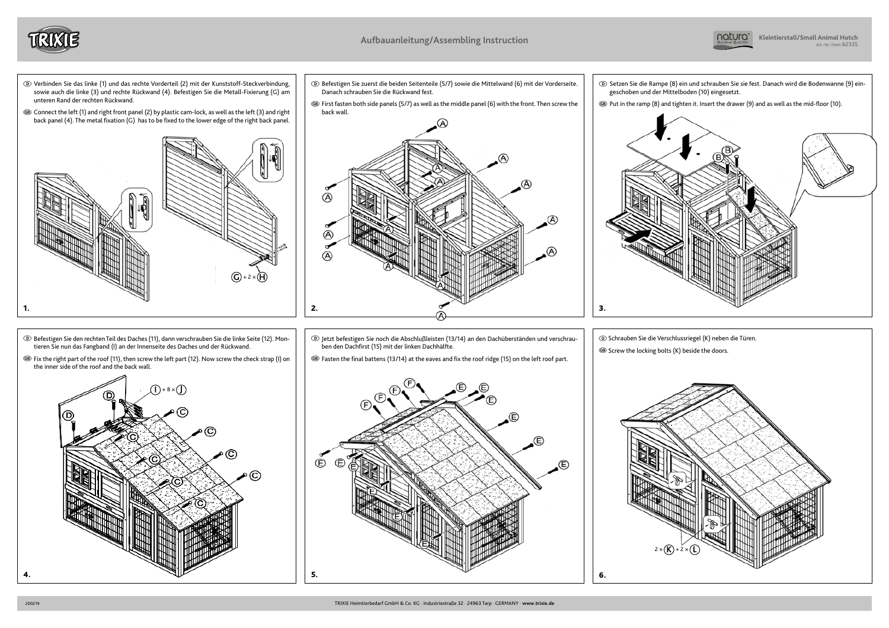# Aufbauanleitung/Assembling Instruction

**Kleintierstall/Small Animal Hutch**
Art.-Nr./Item 62335

**1.**

Ⓓ Verbinden Sie das linke (1) und das rechte Vorderteil (2) mit der Kunststoff-Steckverbindung, sowie auch die linke (3) und rechte Rückwand (4). Befestigen Sie die Metall-Fixierung (G) am unteren Rand der rechten Rückwand.

Ⓖ Connect the left (1) and right front panel (2) by plastic cam-lock, as well as the left (3) and right back panel (4). The metal fixation (G) has to be fixed to the lower edge of the right back panel.

G + 2 × H

**2.**

Ⓓ Befestigen Sie zuerst die beiden Seitenteile (5/7) sowie die Mittelwand (6) mit der Vorderseite. Danach schrauben Sie die Rückwand fest.

Ⓖ First fasten both side panels (5/7) as well as the middle panel (6) with the front. Then screw the back wall.

**3.**

Ⓓ Setzen Sie die Rampe (8) ein und schrauben Sie sie fest. Danach wird die Bodenwanne (9) eingeschoben und der Mittelboden (10) eingesetzt.

Ⓖ Put in the ramp (8) and tighten it. Insert the drawer (9) and as well as the mid-floor (10).

**4.**

Ⓓ Befestigen Sie den rechten Teil des Daches (11), dann verschrauben Sie die linke Seite (12). Montieren Sie nun das Fangband (I) an der Innenseite des Daches und der Rückwand.

Ⓖ Fix the right part of the roof (11), then screw the left part (12). Now screw the check strap (I) on the inner side of the roof and the back wall.

I + 8 × J

**5.**

Ⓓ Jetzt befestigen Sie noch die Abschlußleisten (13/14) an den Dachüberständen und verschrauben den Dachfirst (15) mit der linken Dachhälfte.

Ⓖ Fasten the final battens (13/14) at the eaves and fix the roof ridge (15) on the left roof part.

**6.**

Ⓓ Schrauben Sie die Verschlussriegel (K) neben die Türen.

Ⓖ Screw the locking bolts (K) beside the doors.

2 × K + 2 × L

200219

TRIXIE Heimtierbedarf GmbH & Co. KG · Industriestraße 32 · 24963 Tarp · GERMANY · **www.trixie.de**